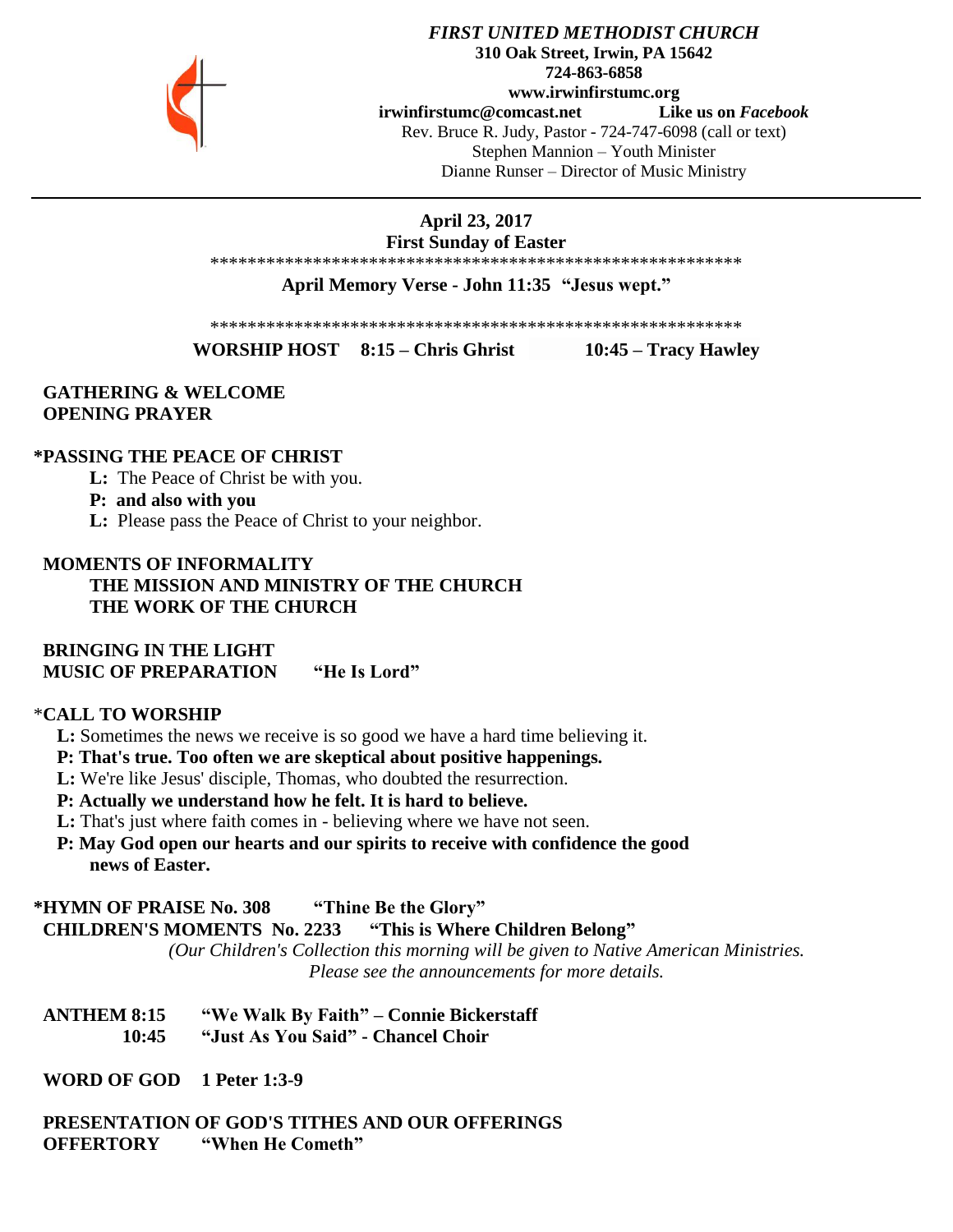***FIRST UNITED METHODIST CHURCH***
**310 Oak Street, Irwin, PA 15642**
**724-863-6858**
**www.irwinfirstumc.org**
**irwinfirstumc@comcast.net** **Like us on *Facebook***
Rev. Bruce R. Judy, Pastor - 724-747-6098 (call or text)
Stephen Mannion – Youth Minister
Dianne Runser – Director of Music Ministry

---

**April 23, 2017**
**First Sunday of Easter**

**************************************************************

**April Memory Verse - John 11:35 "Jesus wept."**

**************************************************************

**WORSHIP HOST 8:15 – Chris Ghrist 10:45 – Tracy Hawley**

**GATHERING & WELCOME**
**OPENING PRAYER**

***PASSING THE PEACE OF CHRIST**

**L:** The Peace of Christ be with you.
**P: and also with you**
**L:** Please pass the Peace of Christ to your neighbor.

**MOMENTS OF INFORMALITY**
**THE MISSION AND MINISTRY OF THE CHURCH**
**THE WORK OF THE CHURCH**

**BRINGING IN THE LIGHT**
**MUSIC OF PREPARATION "He Is Lord"**

***CALL TO WORSHIP**

**L:** Sometimes the news we receive is so good we have a hard time believing it.
**P: That's true. Too often we are skeptical about positive happenings.**
**L:** We're like Jesus' disciple, Thomas, who doubted the resurrection.
**P: Actually we understand how he felt. It is hard to believe.**
**L:** That's just where faith comes in - believing where we have not seen.
**P: May God open our hearts and our spirits to receive with confidence the good news of Easter.**

***HYMN OF PRAISE No. 308 "Thine Be the Glory"**
**CHILDREN'S MOMENTS No. 2233 "This is Where Children Belong"**
*(Our Children's Collection this morning will be given to Native American Ministries. Please see the announcements for more details.*

**ANTHEM 8:15 "We Walk By Faith" – Connie Bickerstaff**
**10:45 "Just As You Said" - Chancel Choir**

**WORD OF GOD 1 Peter 1:3-9**

**PRESENTATION OF GOD'S TITHES AND OUR OFFERINGS**
**OFFERTORY "When He Cometh"**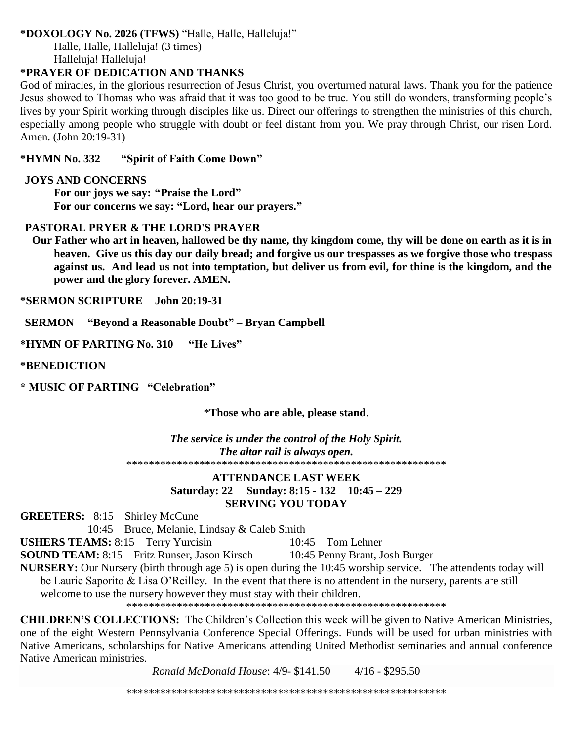**\*DOXOLOGY No. 2026 (TFWS)** "Halle, Halle, Halleluja!"

Halle, Halle, Halleluja! (3 times)
Halleluja! Halleluja!

**\*PRAYER OF DEDICATION AND THANKS**

God of miracles, in the glorious resurrection of Jesus Christ, you overturned natural laws. Thank you for the patience Jesus showed to Thomas who was afraid that it was too good to be true. You still do wonders, transforming people's lives by your Spirit working through disciples like us. Direct our offerings to strengthen the ministries of this church, especially among people who struggle with doubt or feel distant from you. We pray through Christ, our risen Lord. Amen. (John 20:19-31)

**\*HYMN No. 332 "Spirit of Faith Come Down"**

**JOYS AND CONCERNS**

**For our joys we say: "Praise the Lord"**
**For our concerns we say: "Lord, hear our prayers."**

**PASTORAL PRYER & THE LORD'S PRAYER**

**Our Father who art in heaven, hallowed be thy name, thy kingdom come, thy will be done on earth as it is in heaven. Give us this day our daily bread; and forgive us our trespasses as we forgive those who trespass against us. And lead us not into temptation, but deliver us from evil, for thine is the kingdom, and the power and the glory forever. AMEN.**

**\*SERMON SCRIPTURE John 20:19-31**

**SERMON "Beyond a Reasonable Doubt" – Bryan Campbell**

**\*HYMN OF PARTING No. 310 "He Lives"**

**\*BENEDICTION**

**\* MUSIC OF PARTING "Celebration"**

\***Those who are able, please stand**.

***The service is under the control of the Holy Spirit.***
***The altar rail is always open.***

\*\*\*\*\*\*\*\*\*\*\*\*\*\*\*\*\*\*\*\*\*\*\*\*\*\*\*\*\*\*\*\*\*\*\*\*\*\*\*\*\*\*\*\*\*\*\*\*\*\*\*\*\*\*\*\*\*\*

**ATTENDANCE LAST WEEK**
**Saturday: 22 Sunday: 8:15 - 132 10:45 – 229**
**SERVING YOU TODAY**

**GREETERS:** 8:15 – Shirley McCune
10:45 – Bruce, Melanie, Lindsay & Caleb Smith

**USHERS TEAMS:** 8:15 – Terry Yurcisin 10:45 – Tom Lehner

**SOUND TEAM:** 8:15 – Fritz Runser, Jason Kirsch 10:45 Penny Brant, Josh Burger

**NURSERY:** Our Nursery (birth through age 5) is open during the 10:45 worship service. The attendents today will be Laurie Saporito & Lisa O'Reilley. In the event that there is no attendent in the nursery, parents are still welcome to use the nursery however they must stay with their children.

\*\*\*\*\*\*\*\*\*\*\*\*\*\*\*\*\*\*\*\*\*\*\*\*\*\*\*\*\*\*\*\*\*\*\*\*\*\*\*\*\*\*\*\*\*\*\*\*\*\*\*\*\*\*\*\*\*\*

**CHILDREN'S COLLECTIONS:** The Children's Collection this week will be given to Native American Ministries, one of the eight Western Pennsylvania Conference Special Offerings. Funds will be used for urban ministries with Native Americans, scholarships for Native Americans attending United Methodist seminaries and annual conference Native American ministries.

*Ronald McDonald House*: 4/9- $141.50 4/16 - $295.50

\*\*\*\*\*\*\*\*\*\*\*\*\*\*\*\*\*\*\*\*\*\*\*\*\*\*\*\*\*\*\*\*\*\*\*\*\*\*\*\*\*\*\*\*\*\*\*\*\*\*\*\*\*\*\*\*\*\*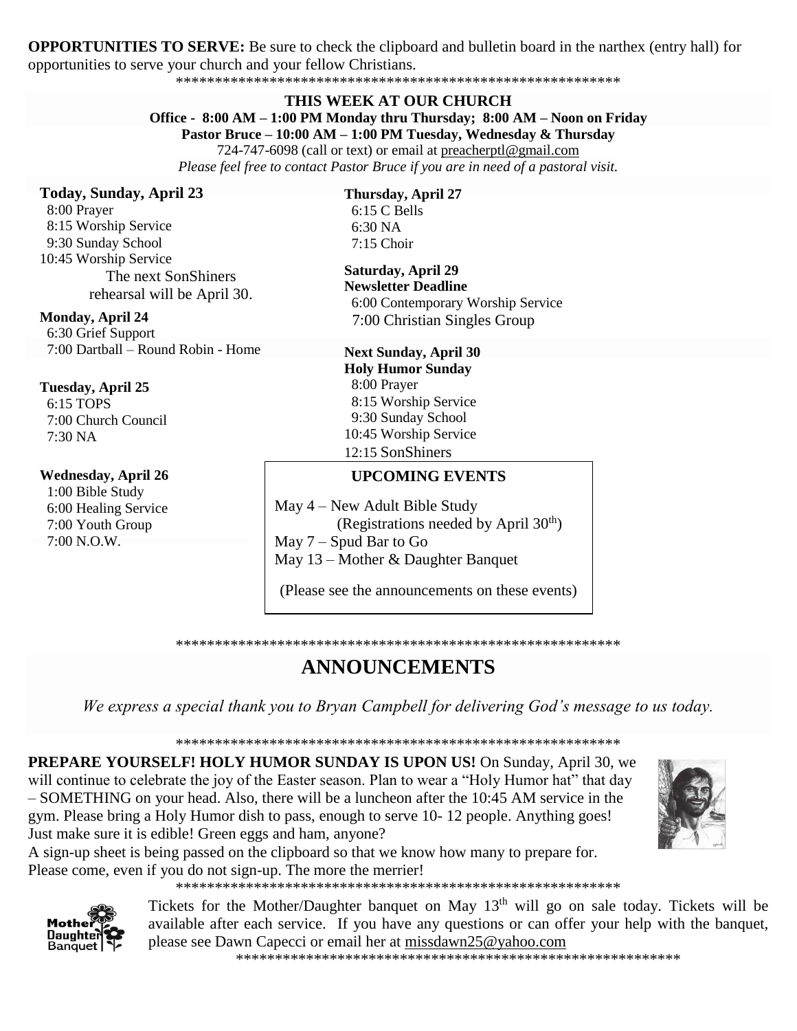**OPPORTUNITIES TO SERVE:** Be sure to check the clipboard and bulletin board in the narthex (entry hall) for opportunities to serve your church and your fellow Christians.

*********************************************************

## THIS WEEK AT OUR CHURCH

**Office - 8:00 AM – 1:00 PM Monday thru Thursday; 8:00 AM – Noon on Friday**

**Pastor Bruce – 10:00 AM – 1:00 PM Tuesday, Wednesday & Thursday**

724-747-6098 (call or text) or email at preacherptl@gmail.com

*Please feel free to contact Pastor Bruce if you are in need of a pastoral visit.*

**Today, Sunday, April 23**
8:00 Prayer
8:15 Worship Service
9:30 Sunday School
10:45 Worship Service
The next SonShiners rehearsal will be April 30.

**Monday, April 24**
6:30 Grief Support
7:00 Dartball – Round Robin - Home

**Tuesday, April 25**
6:15 TOPS
7:00 Church Council
7:30 NA

**Wednesday, April 26**
1:00 Bible Study
6:00 Healing Service
7:00 Youth Group
7:00 N.O.W.

**Thursday, April 27**
6:15 C Bells
6:30 NA
7:15 Choir

**Saturday, April 29**
**Newsletter Deadline**
6:00 Contemporary Worship Service
7:00 Christian Singles Group

**Next Sunday, April 30**
**Holy Humor Sunday**
8:00 Prayer
8:15 Worship Service
9:30 Sunday School
10:45 Worship Service
12:15 SonShiners

**UPCOMING EVENTS**

May 4 – New Adult Bible Study
(Registrations needed by April 30th)
May 7 – Spud Bar to Go
May 13 – Mother & Daughter Banquet

(Please see the announcements on these events)

*********************************************************

## ANNOUNCEMENTS

*We express a special thank you to Bryan Campbell for delivering God's message to us today.*

*********************************************************

**PREPARE YOURSELF! HOLY HUMOR SUNDAY IS UPON US!** On Sunday, April 30, we will continue to celebrate the joy of the Easter season. Plan to wear a "Holy Humor hat" that day – SOMETHING on your head. Also, there will be a luncheon after the 10:45 AM service in the gym. Please bring a Holy Humor dish to pass, enough to serve 10- 12 people. Anything goes! Just make sure it is edible! Green eggs and ham, anyone?
A sign-up sheet is being passed on the clipboard so that we know how many to prepare for. Please come, even if you do not sign-up. The more the merrier!

*********************************************************

Tickets for the Mother/Daughter banquet on May 13th will go on sale today. Tickets will be available after each service. If you have any questions or can offer your help with the banquet, please see Dawn Capecci or email her at missdawn25@yahoo.com

*********************************************************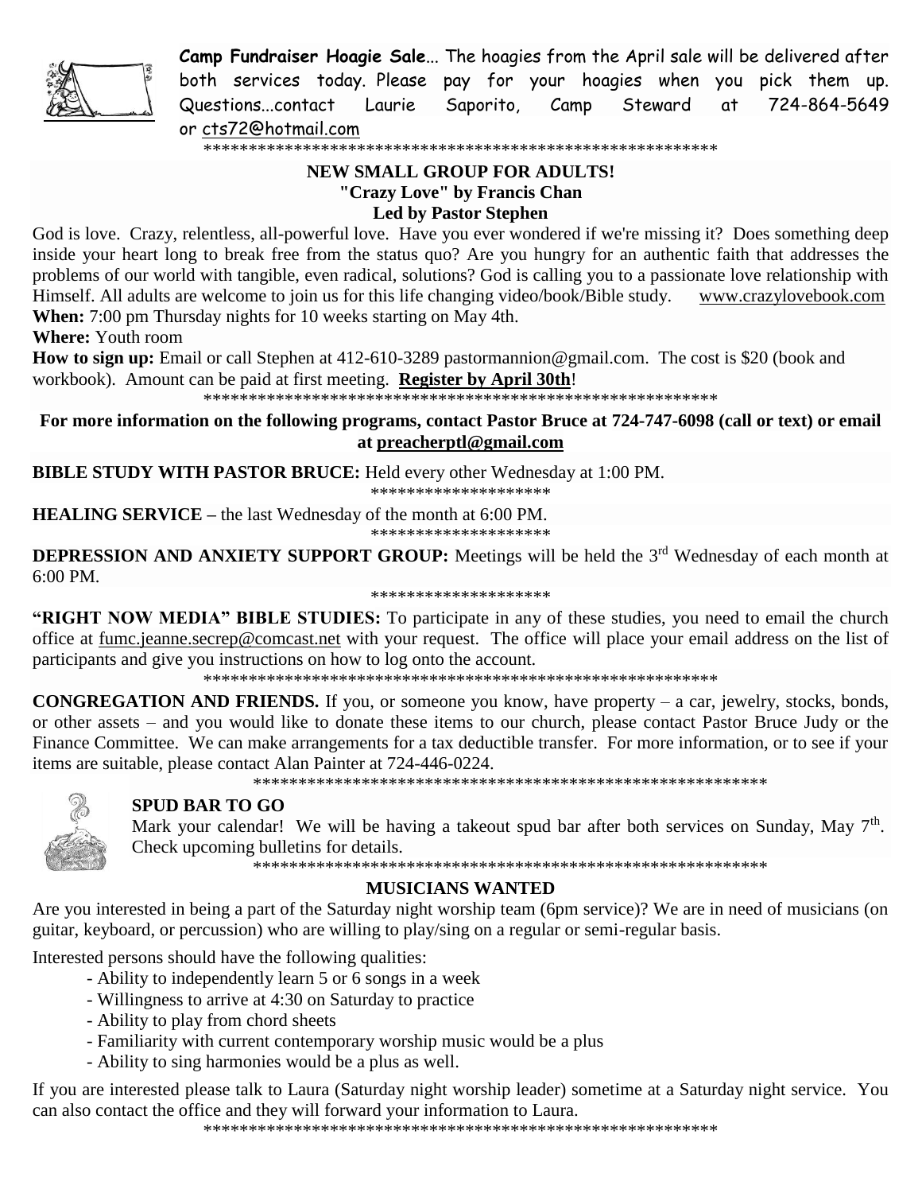**Camp Fundraiser Hoagie Sale**... The hoagies from the April sale will be delivered after both services today. Please pay for your hoagies when you pick them up. Questions...contact Laurie Saporito, Camp Steward at 724-864-5649 or cts72@hotmail.com

**********************************************************

**NEW SMALL GROUP FOR ADULTS!**
**"Crazy Love" by Francis Chan**
**Led by Pastor Stephen**

God is love. Crazy, relentless, all-powerful love. Have you ever wondered if we're missing it? Does something deep inside your heart long to break free from the status quo? Are you hungry for an authentic faith that addresses the problems of our world with tangible, even radical, solutions? God is calling you to a passionate love relationship with Himself. All adults are welcome to join us for this life changing video/book/Bible study. www.crazylovebook.com

**When:** 7:00 pm Thursday nights for 10 weeks starting on May 4th.

**Where:** Youth room

**How to sign up:** Email or call Stephen at 412-610-3289 pastormannion@gmail.com. The cost is $20 (book and workbook). Amount can be paid at first meeting. **Register by April 30th**!

**********************************************************

**For more information on the following programs, contact Pastor Bruce at 724-747-6098 (call or text) or email at preacherptl@gmail.com**

**BIBLE STUDY WITH PASTOR BRUCE:** Held every other Wednesday at 1:00 PM.

********************

**HEALING SERVICE –** the last Wednesday of the month at 6:00 PM.

********************

**DEPRESSION AND ANXIETY SUPPORT GROUP:** Meetings will be held the 3rd Wednesday of each month at 6:00 PM.

********************

**"RIGHT NOW MEDIA" BIBLE STUDIES:** To participate in any of these studies, you need to email the church office at fumc.jeanne.secrep@comcast.net with your request. The office will place your email address on the list of participants and give you instructions on how to log onto the account.

**********************************************************

**CONGREGATION AND FRIENDS.** If you, or someone you know, have property – a car, jewelry, stocks, bonds, or other assets – and you would like to donate these items to our church, please contact Pastor Bruce Judy or the Finance Committee. We can make arrangements for a tax deductible transfer. For more information, or to see if your items are suitable, please contact Alan Painter at 724-446-0224.

**********************************************************

**SPUD BAR TO GO**

Mark your calendar! We will be having a takeout spud bar after both services on Sunday, May 7th. Check upcoming bulletins for details.

**********************************************************

**MUSICIANS WANTED**

Are you interested in being a part of the Saturday night worship team (6pm service)? We are in need of musicians (on guitar, keyboard, or percussion) who are willing to play/sing on a regular or semi-regular basis.

Interested persons should have the following qualities:

- Ability to independently learn 5 or 6 songs in a week
- Willingness to arrive at 4:30 on Saturday to practice
- Ability to play from chord sheets
- Familiarity with current contemporary worship music would be a plus
- Ability to sing harmonies would be a plus as well.

If you are interested please talk to Laura (Saturday night worship leader) sometime at a Saturday night service. You can also contact the office and they will forward your information to Laura.

**********************************************************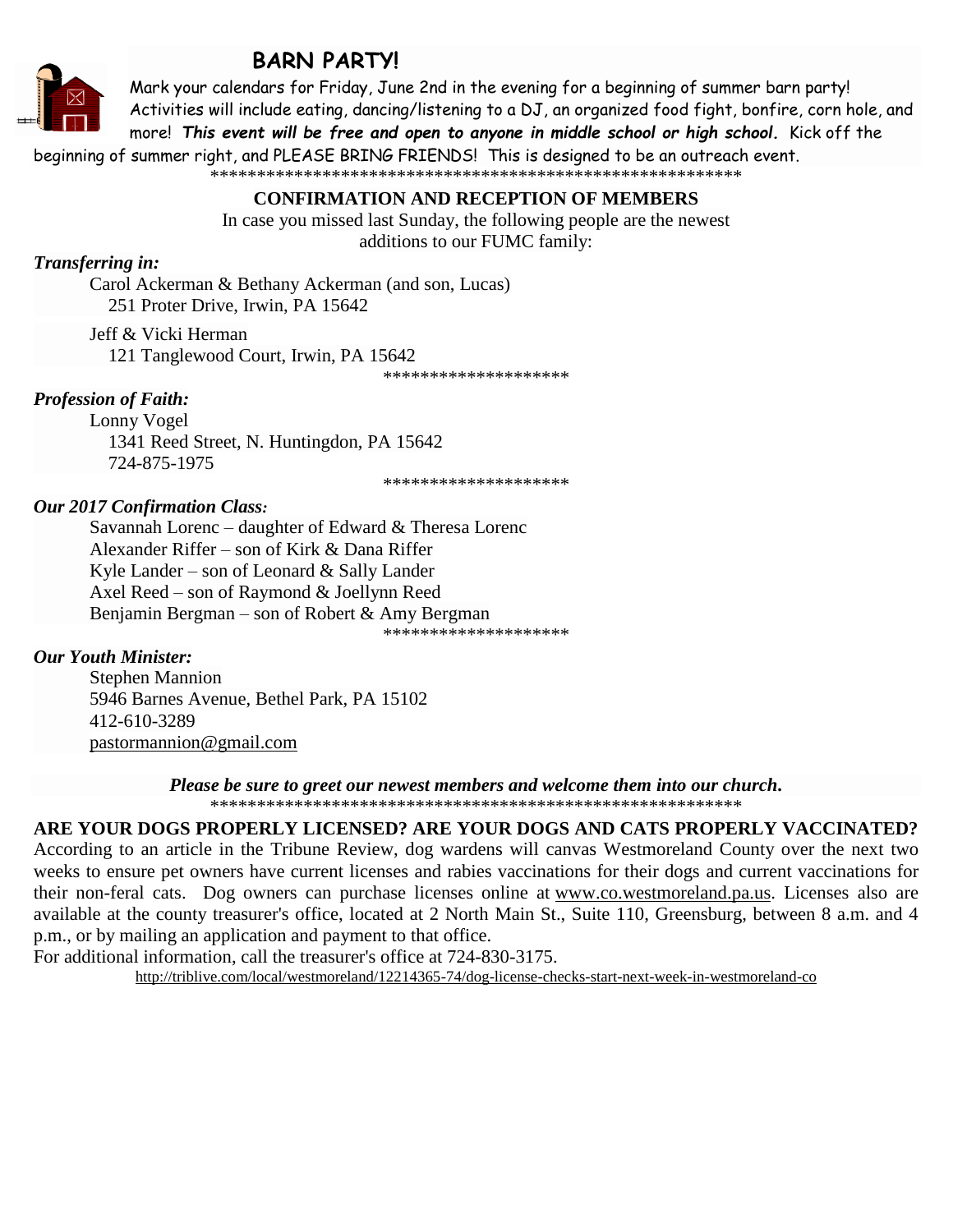## BARN PARTY!

Mark your calendars for Friday, June 2nd in the evening for a beginning of summer barn party! Activities will include eating, dancing/listening to a DJ, an organized food fight, bonfire, corn hole, and more! ***This event will be free and open to anyone in middle school or high school.*** Kick off the beginning of summer right, and PLEASE BRING FRIENDS! This is designed to be an outreach event.

\*\*\*\*\*\*\*\*\*\*\*\*\*\*\*\*\*\*\*\*\*\*\*\*\*\*\*\*\*\*\*\*\*\*\*\*\*\*\*\*\*\*\*\*\*\*\*\*\*\*\*\*\*\*\*\*\*\*\*\*\*

**CONFIRMATION AND RECEPTION OF MEMBERS**

In case you missed last Sunday, the following people are the newest additions to our FUMC family:

***Transferring in:***

Carol Ackerman & Bethany Ackerman (and son, Lucas)
251 Proter Drive, Irwin, PA 15642

Jeff & Vicki Herman
121 Tanglewood Court, Irwin, PA 15642

\*\*\*\*\*\*\*\*\*\*\*\*\*\*\*\*\*\*\*\*

***Profession of Faith:***

Lonny Vogel
1341 Reed Street, N. Huntingdon, PA 15642
724-875-1975

\*\*\*\*\*\*\*\*\*\*\*\*\*\*\*\*\*\*\*\*

***Our 2017 Confirmation Class:***

Savannah Lorenc – daughter of Edward & Theresa Lorenc
Alexander Riffer – son of Kirk & Dana Riffer
Kyle Lander – son of Leonard & Sally Lander
Axel Reed – son of Raymond & Joellynn Reed
Benjamin Bergman – son of Robert & Amy Bergman

\*\*\*\*\*\*\*\*\*\*\*\*\*\*\*\*\*\*\*\*

***Our Youth Minister:***

Stephen Mannion
5946 Barnes Avenue, Bethel Park, PA 15102
412-610-3289
pastormannion@gmail.com

***Please be sure to greet our newest members and welcome them into our church.***

\*\*\*\*\*\*\*\*\*\*\*\*\*\*\*\*\*\*\*\*\*\*\*\*\*\*\*\*\*\*\*\*\*\*\*\*\*\*\*\*\*\*\*\*\*\*\*\*\*\*\*\*\*\*\*\*\*\*\*\*\*

**ARE YOUR DOGS PROPERLY LICENSED? ARE YOUR DOGS AND CATS PROPERLY VACCINATED?**

According to an article in the Tribune Review, dog wardens will canvas Westmoreland County over the next two weeks to ensure pet owners have current licenses and rabies vaccinations for their dogs and current vaccinations for their non-feral cats. Dog owners can purchase licenses online at www.co.westmoreland.pa.us. Licenses also are available at the county treasurer's office, located at 2 North Main St., Suite 110, Greensburg, between 8 a.m. and 4 p.m., or by mailing an application and payment to that office.

For additional information, call the treasurer's office at 724-830-3175.

http://triblive.com/local/westmoreland/12214365-74/dog-license-checks-start-next-week-in-westmoreland-co